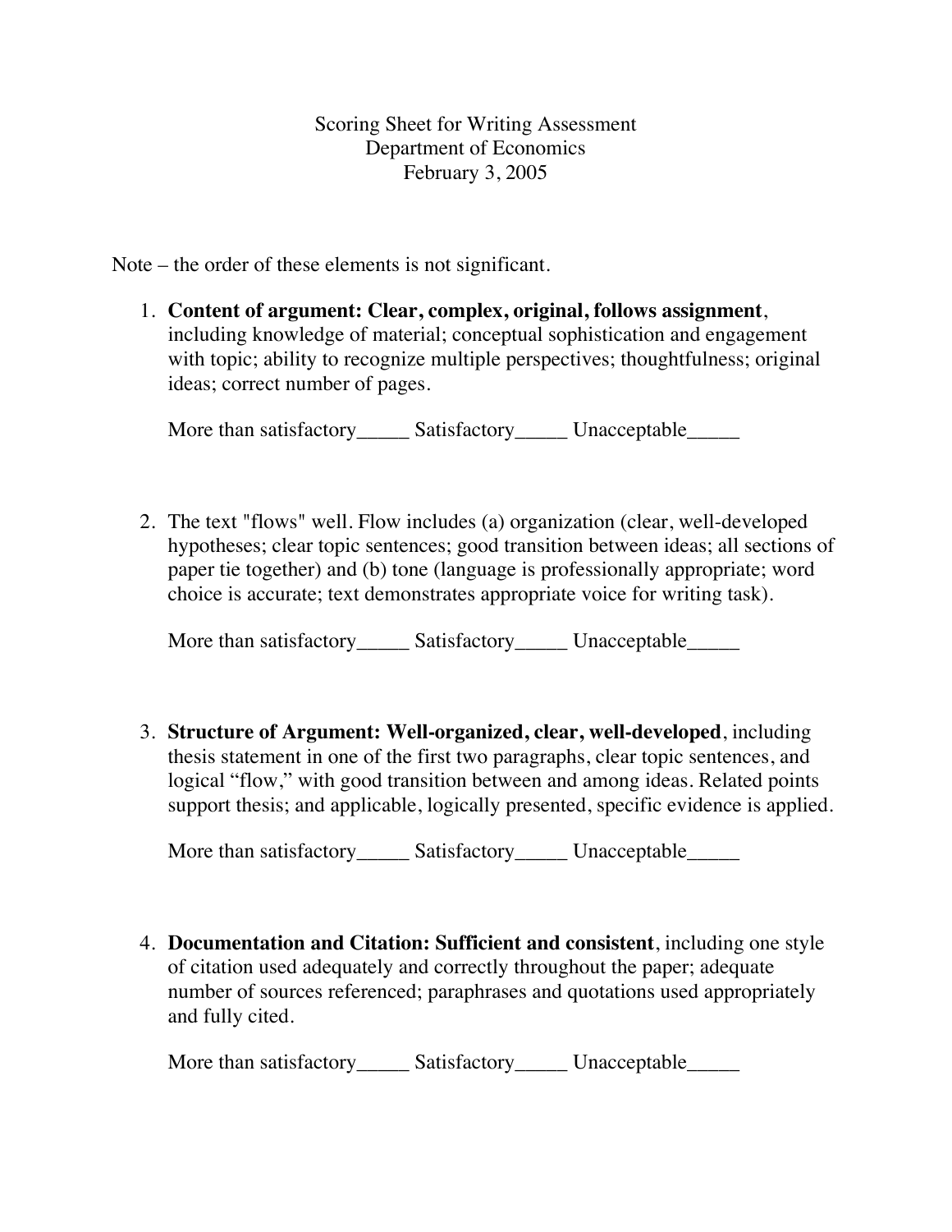# Scoring Sheet for Writing Assessment
## Department of Economics
### February 3, 2005

Note – the order of these elements is not significant.

1. **Content of argument: Clear, complex, original, follows assignment**, including knowledge of material; conceptual sophistication and engagement with topic; ability to recognize multiple perspectives; thoughtfulness; original ideas; correct number of pages.

   More than satisfactory_____ Satisfactory_____ Unacceptable_____

2. The text "flows" well. Flow includes (a) organization (clear, well-developed hypotheses; clear topic sentences; good transition between ideas; all sections of paper tie together) and (b) tone (language is professionally appropriate; word choice is accurate; text demonstrates appropriate voice for writing task).

   More than satisfactory_____ Satisfactory_____ Unacceptable_____

3. **Structure of Argument: Well-organized, clear, well-developed**, including thesis statement in one of the first two paragraphs, clear topic sentences, and logical "flow," with good transition between and among ideas. Related points support thesis; and applicable, logically presented, specific evidence is applied.

   More than satisfactory_____ Satisfactory_____ Unacceptable_____

4. **Documentation and Citation: Sufficient and consistent**, including one style of citation used adequately and correctly throughout the paper; adequate number of sources referenced; paraphrases and quotations used appropriately and fully cited.

   More than satisfactory_____ Satisfactory_____ Unacceptable_____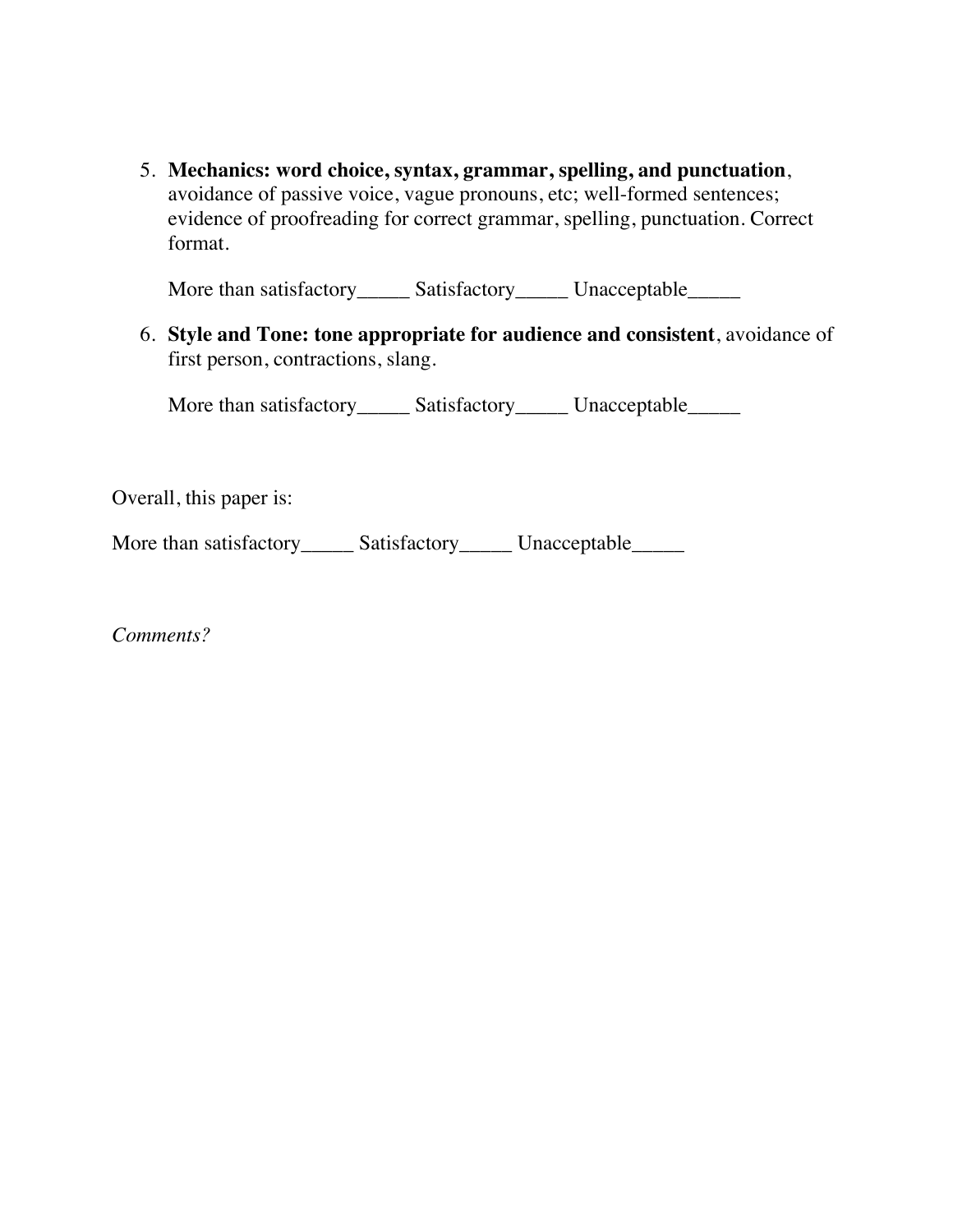5. **Mechanics: word choice, syntax, grammar, spelling, and punctuation**, avoidance of passive voice, vague pronouns, etc; well-formed sentences; evidence of proofreading for correct grammar, spelling, punctuation. Correct format.

   More than satisfactory_____ Satisfactory_____ Unacceptable_____

6. **Style and Tone: tone appropriate for audience and consistent**, avoidance of first person, contractions, slang.

   More than satisfactory_____ Satisfactory_____ Unacceptable_____

Overall, this paper is:

More than satisfactory_____ Satisfactory_____ Unacceptable_____

*Comments?*